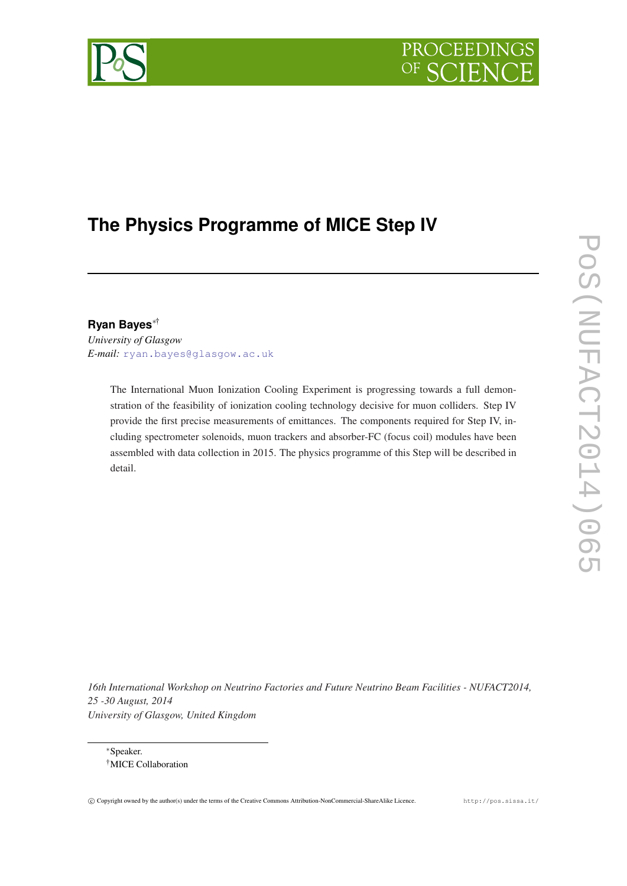# The Physics Programme of MICE Step IV

**Ryan Bayes**[*†]

*University of Glasgow*

*E-mail:* ryan.bayes@glasgow.ac.uk

The International Muon Ionization Cooling Experiment is progressing towards a full demonstration of the feasibility of ionization cooling technology decisive for muon colliders. Step IV provide the first precise measurements of emittances. The components required for Step IV, including spectrometer solenoids, muon trackers and absorber-FC (focus coil) modules have been assembled with data collection in 2015. The physics programme of this Step will be described in detail.

*16th International Workshop on Neutrino Factories and Future Neutrino Beam Facilities - NUFACT2014, 25 -30 August, 2014*
*University of Glasgow, United Kingdom*

[*] Speaker.
[†] MICE Collaboration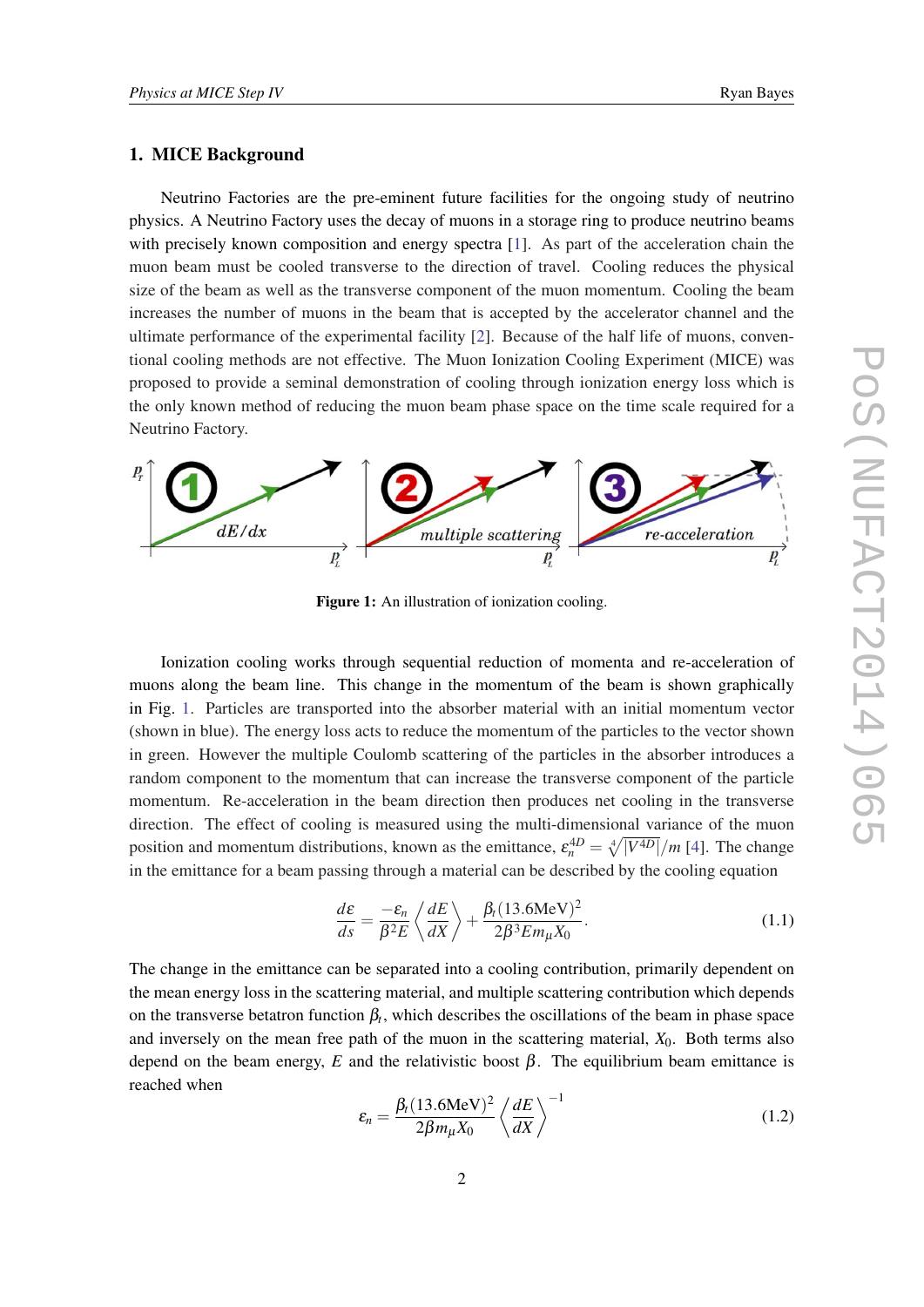## 1. MICE Background

Neutrino Factories are the pre-eminent future facilities for the ongoing study of neutrino physics. A Neutrino Factory uses the decay of muons in a storage ring to produce neutrino beams with precisely known composition and energy spectra [1]. As part of the acceleration chain the muon beam must be cooled transverse to the direction of travel. Cooling reduces the physical size of the beam as well as the transverse component of the muon momentum. Cooling the beam increases the number of muons in the beam that is accepted by the accelerator channel and the ultimate performance of the experimental facility [2]. Because of the half life of muons, conventional cooling methods are not effective. The Muon Ionization Cooling Experiment (MICE) was proposed to provide a seminal demonstration of cooling through ionization energy loss which is the only known method of reducing the muon beam phase space on the time scale required for a Neutrino Factory.

**Figure 1:** An illustration of ionization cooling.

Ionization cooling works through sequential reduction of momenta and re-acceleration of muons along the beam line. This change in the momentum of the beam is shown graphically in Fig. 1. Particles are transported into the absorber material with an initial momentum vector (shown in blue). The energy loss acts to reduce the momentum of the particles to the vector shown in green. However the multiple Coulomb scattering of the particles in the absorber introduces a random component to the momentum that can increase the transverse component of the particle momentum. Re-acceleration in the beam direction then produces net cooling in the transverse direction. The effect of cooling is measured using the multi-dimensional variance of the muon position and momentum distributions, known as the emittance, $\varepsilon_n^{4D} = \sqrt[4]{|V^{4D}|}/m$ [4]. The change in the emittance for a beam passing through a material can be described by the cooling equation

$$\frac{d\varepsilon}{ds} = \frac{-\varepsilon_n}{\beta^2 E}\left\langle\frac{dE}{dX}\right\rangle + \frac{\beta_t(13.6\text{MeV})^2}{2\beta^3 E m_\mu X_0}. \tag{1.1}$$

The change in the emittance can be separated into a cooling contribution, primarily dependent on the mean energy loss in the scattering material, and multiple scattering contribution which depends on the transverse betatron function $\beta_t$, which describes the oscillations of the beam in phase space and inversely on the mean free path of the muon in the scattering material, $X_0$. Both terms also depend on the beam energy, $E$ and the relativistic boost $\beta$. The equilibrium beam emittance is reached when

$$\varepsilon_n = \frac{\beta_t(13.6\text{MeV})^2}{2\beta m_\mu X_0}\left\langle\frac{dE}{dX}\right\rangle^{-1} \tag{1.2}$$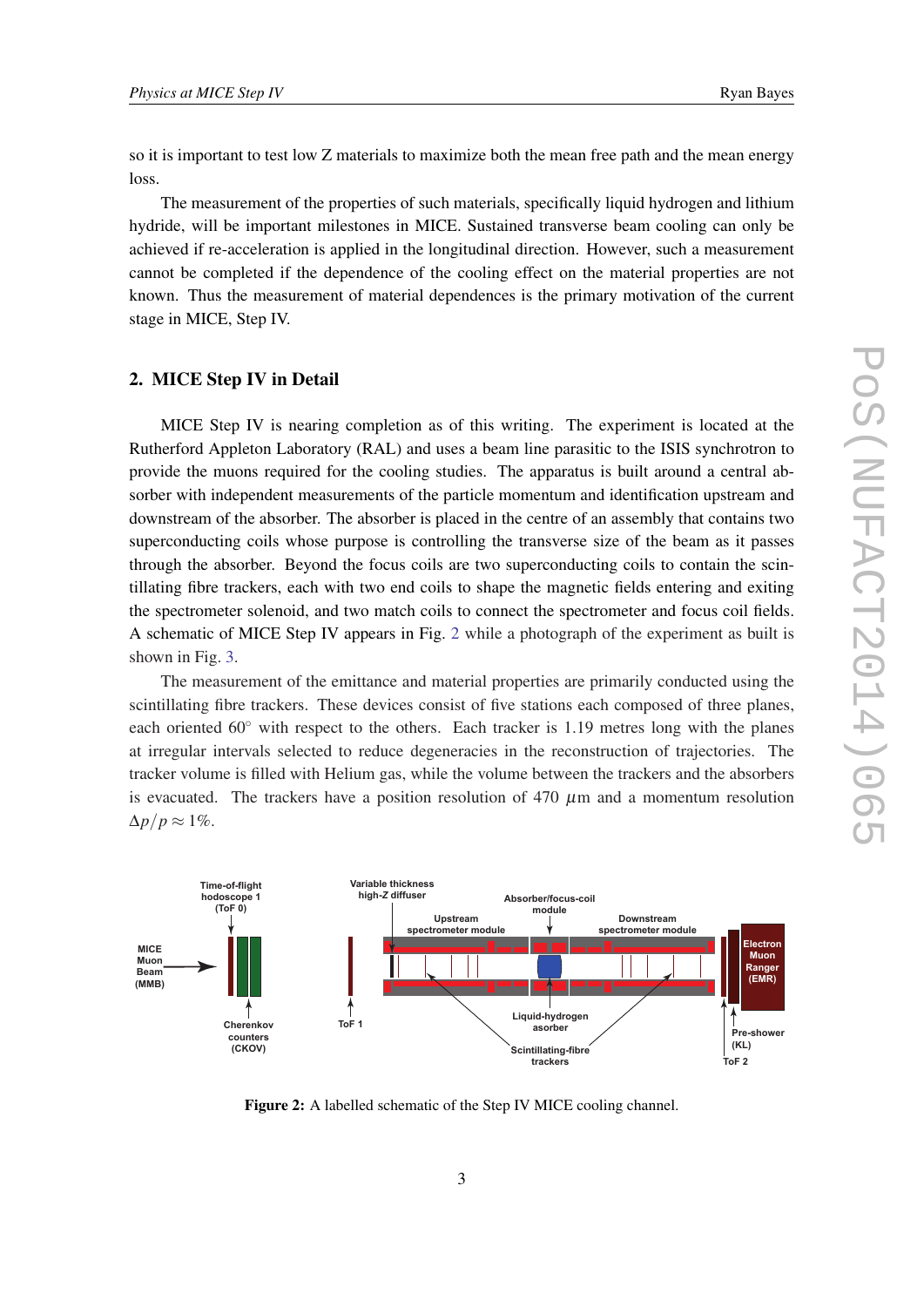so it is important to test low Z materials to maximize both the mean free path and the mean energy loss.

The measurement of the properties of such materials, specifically liquid hydrogen and lithium hydride, will be important milestones in MICE. Sustained transverse beam cooling can only be achieved if re-acceleration is applied in the longitudinal direction. However, such a measurement cannot be completed if the dependence of the cooling effect on the material properties are not known. Thus the measurement of material dependences is the primary motivation of the current stage in MICE, Step IV.

## 2. MICE Step IV in Detail

MICE Step IV is nearing completion as of this writing. The experiment is located at the Rutherford Appleton Laboratory (RAL) and uses a beam line parasitic to the ISIS synchrotron to provide the muons required for the cooling studies. The apparatus is built around a central absorber with independent measurements of the particle momentum and identification upstream and downstream of the absorber. The absorber is placed in the centre of an assembly that contains two superconducting coils whose purpose is controlling the transverse size of the beam as it passes through the absorber. Beyond the focus coils are two superconducting coils to contain the scintillating fibre trackers, each with two end coils to shape the magnetic fields entering and exiting the spectrometer solenoid, and two match coils to connect the spectrometer and focus coil fields. A schematic of MICE Step IV appears in Fig. 2 while a photograph of the experiment as built is shown in Fig. 3.

The measurement of the emittance and material properties are primarily conducted using the scintillating fibre trackers. These devices consist of five stations each composed of three planes, each oriented $60^\circ$ with respect to the others. Each tracker is 1.19 metres long with the planes at irregular intervals selected to reduce degeneracies in the reconstruction of trajectories. The tracker volume is filled with Helium gas, while the volume between the trackers and the absorbers is evacuated. The trackers have a position resolution of 470 $\mu$m and a momentum resolution $\Delta p/p \approx 1\%$.

**Figure 2:** A labelled schematic of the Step IV MICE cooling channel.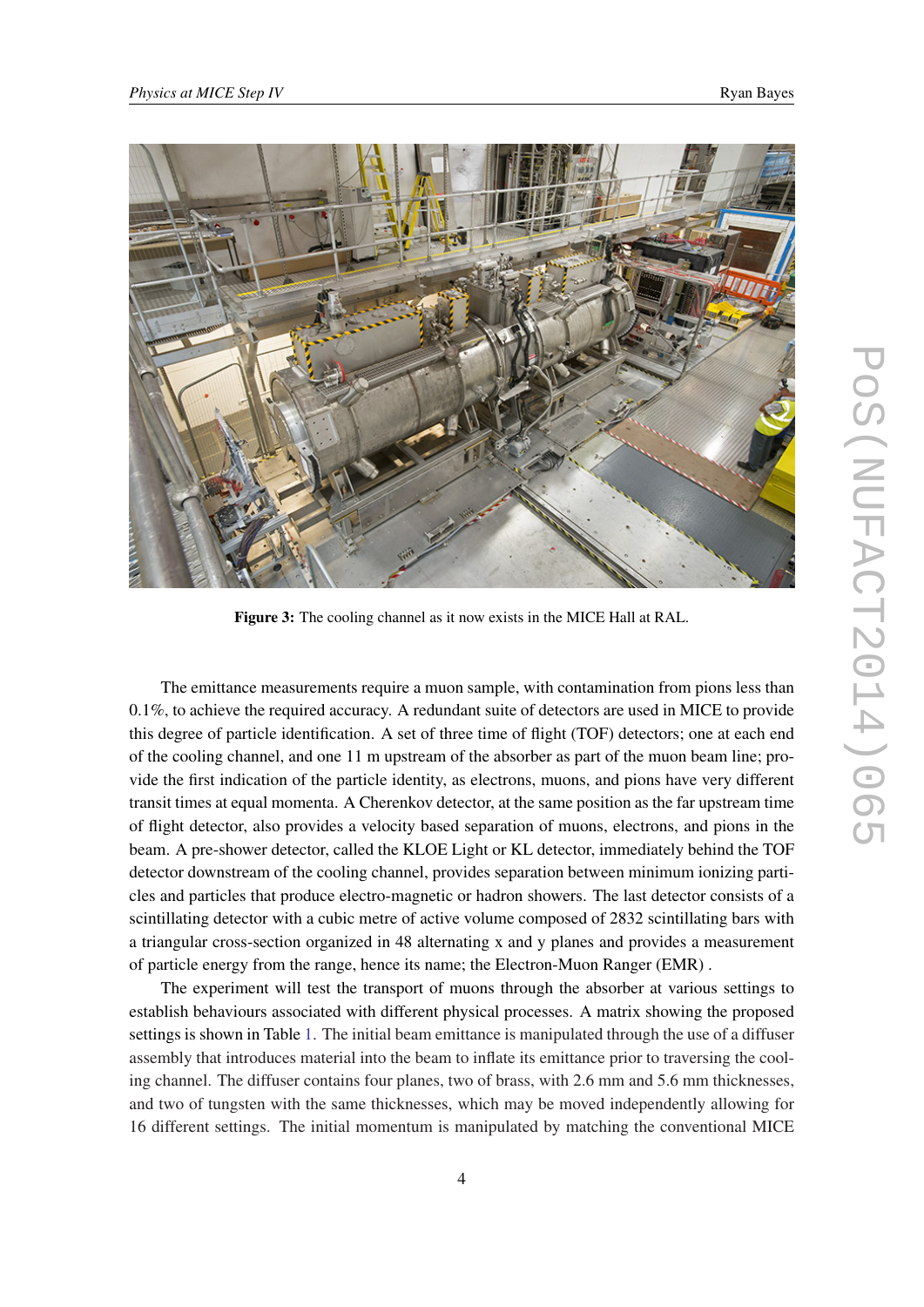**Figure 3:** The cooling channel as it now exists in the MICE Hall at RAL.

The emittance measurements require a muon sample, with contamination from pions less than 0.1%, to achieve the required accuracy. A redundant suite of detectors are used in MICE to provide this degree of particle identification. A set of three time of flight (TOF) detectors; one at each end of the cooling channel, and one 11 m upstream of the absorber as part of the muon beam line; provide the first indication of the particle identity, as electrons, muons, and pions have very different transit times at equal momenta. A Cherenkov detector, at the same position as the far upstream time of flight detector, also provides a velocity based separation of muons, electrons, and pions in the beam. A pre-shower detector, called the KLOE Light or KL detector, immediately behind the TOF detector downstream of the cooling channel, provides separation between minimum ionizing particles and particles that produce electro-magnetic or hadron showers. The last detector consists of a scintillating detector with a cubic metre of active volume composed of 2832 scintillating bars with a triangular cross-section organized in 48 alternating x and y planes and provides a measurement of particle energy from the range, hence its name; the Electron-Muon Ranger (EMR) .

The experiment will test the transport of muons through the absorber at various settings to establish behaviours associated with different physical processes. A matrix showing the proposed settings is shown in Table 1. The initial beam emittance is manipulated through the use of a diffuser assembly that introduces material into the beam to inflate its emittance prior to traversing the cooling channel. The diffuser contains four planes, two of brass, with 2.6 mm and 5.6 mm thicknesses, and two of tungsten with the same thicknesses, which may be moved independently allowing for 16 different settings. The initial momentum is manipulated by matching the conventional MICE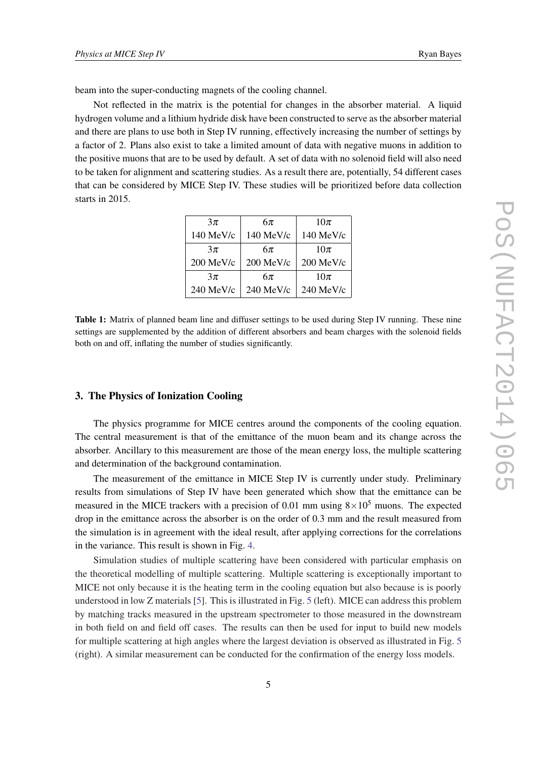beam into the super-conducting magnets of the cooling channel.

Not reflected in the matrix is the potential for changes in the absorber material. A liquid hydrogen volume and a lithium hydride disk have been constructed to serve as the absorber material and there are plans to use both in Step IV running, effectively increasing the number of settings by a factor of 2. Plans also exist to take a limited amount of data with negative muons in addition to the positive muons that are to be used by default. A set of data with no solenoid field will also need to be taken for alignment and scattering studies. As a result there are, potentially, 54 different cases that can be considered by MICE Step IV. These studies will be prioritized before data collection starts in 2015.

| | | |
|---|---|---|
| $3\pi$ 140 MeV/c | $6\pi$ 140 MeV/c | $10\pi$ 140 MeV/c |
| $3\pi$ 200 MeV/c | $6\pi$ 200 MeV/c | $10\pi$ 200 MeV/c |
| $3\pi$ 240 MeV/c | $6\pi$ 240 MeV/c | $10\pi$ 240 MeV/c |

**Table 1:** Matrix of planned beam line and diffuser settings to be used during Step IV running. These nine settings are supplemented by the addition of different absorbers and beam charges with the solenoid fields both on and off, inflating the number of studies significantly.

## 3. The Physics of Ionization Cooling

The physics programme for MICE centres around the components of the cooling equation. The central measurement is that of the emittance of the muon beam and its change across the absorber. Ancillary to this measurement are those of the mean energy loss, the multiple scattering and determination of the background contamination.

The measurement of the emittance in MICE Step IV is currently under study. Preliminary results from simulations of Step IV have been generated which show that the emittance can be measured in the MICE trackers with a precision of 0.01 mm using $8\times10^5$ muons. The expected drop in the emittance across the absorber is on the order of 0.3 mm and the result measured from the simulation is in agreement with the ideal result, after applying corrections for the correlations in the variance. This result is shown in Fig. 4.

Simulation studies of multiple scattering have been considered with particular emphasis on the theoretical modelling of multiple scattering. Multiple scattering is exceptionally important to MICE not only because it is the heating term in the cooling equation but also because is is poorly understood in low Z materials [5]. This is illustrated in Fig. 5 (left). MICE can address this problem by matching tracks measured in the upstream spectrometer to those measured in the downstream in both field on and field off cases. The results can then be used for input to build new models for multiple scattering at high angles where the largest deviation is observed as illustrated in Fig. 5 (right). A similar measurement can be conducted for the confirmation of the energy loss models.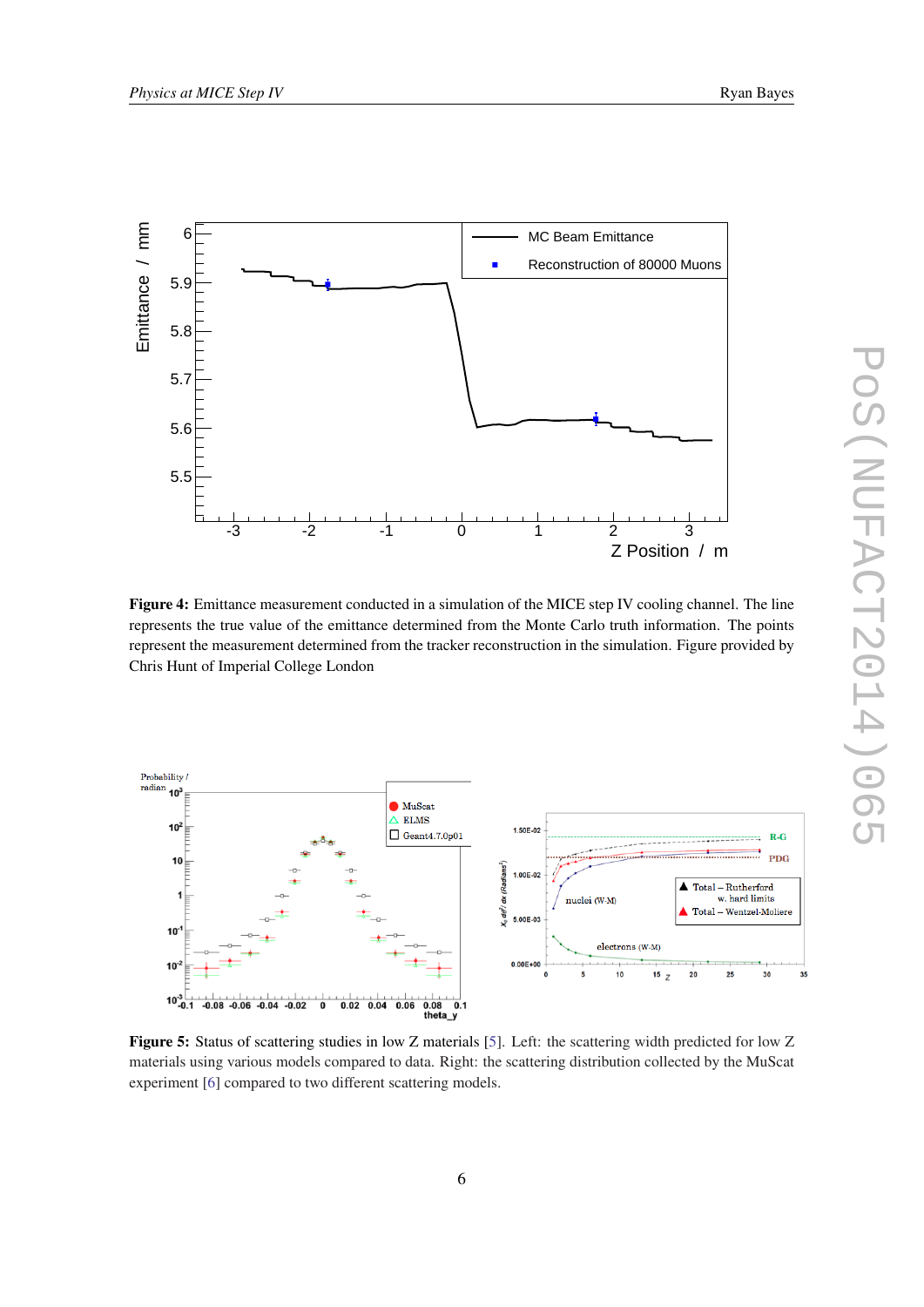**Figure 4:** Emittance measurement conducted in a simulation of the MICE step IV cooling channel. The line represents the true value of the emittance determined from the Monte Carlo truth information. The points represent the measurement determined from the tracker reconstruction in the simulation. Figure provided by Chris Hunt of Imperial College London

**Figure 5:** Status of scattering studies in low Z materials [5]. Left: the scattering width predicted for low Z materials using various models compared to data. Right: the scattering distribution collected by the MuScat experiment [6] compared to two different scattering models.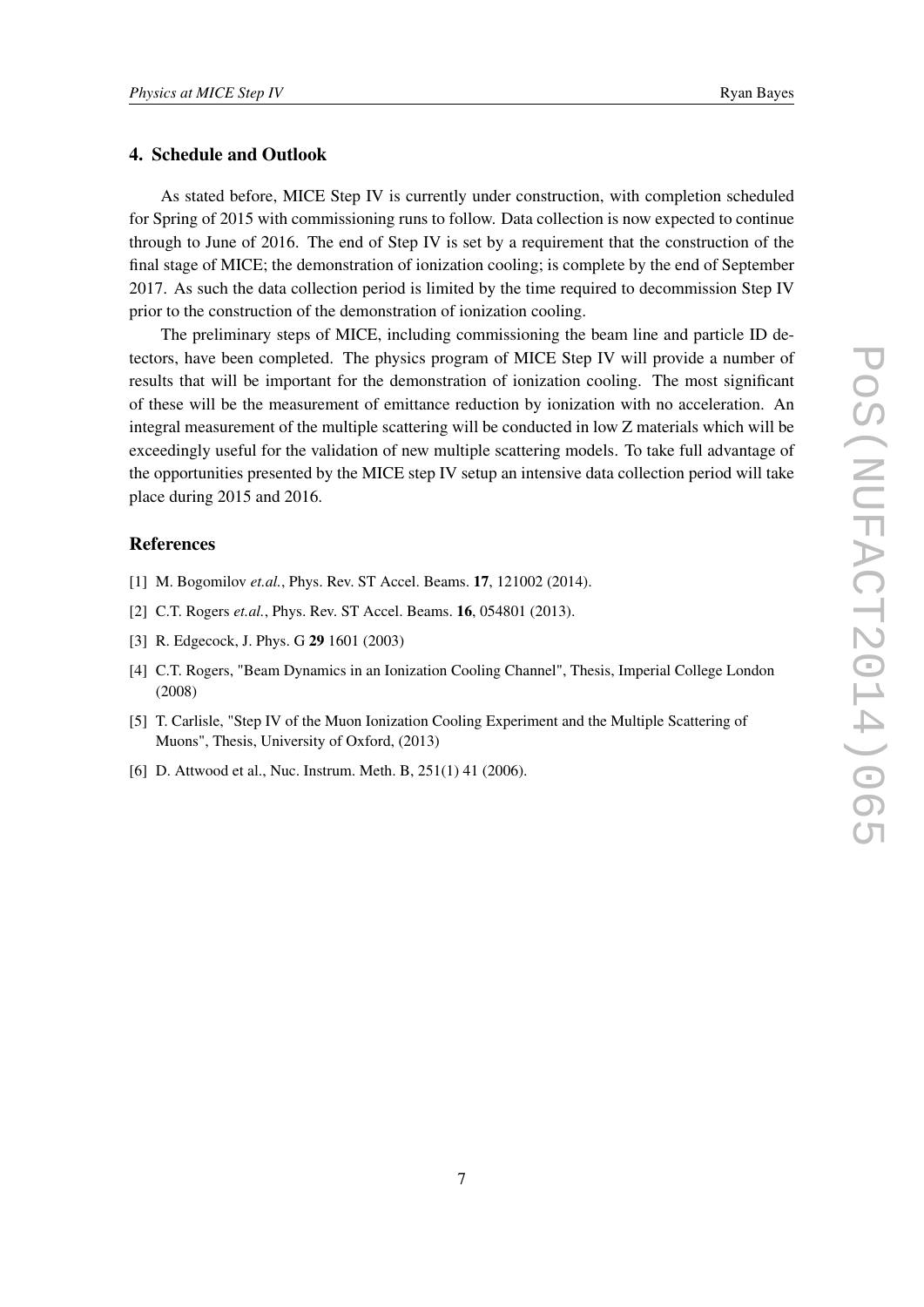## 4. Schedule and Outlook

As stated before, MICE Step IV is currently under construction, with completion scheduled for Spring of 2015 with commissioning runs to follow. Data collection is now expected to continue through to June of 2016. The end of Step IV is set by a requirement that the construction of the final stage of MICE; the demonstration of ionization cooling; is complete by the end of September 2017. As such the data collection period is limited by the time required to decommission Step IV prior to the construction of the demonstration of ionization cooling.

The preliminary steps of MICE, including commissioning the beam line and particle ID detectors, have been completed. The physics program of MICE Step IV will provide a number of results that will be important for the demonstration of ionization cooling. The most significant of these will be the measurement of emittance reduction by ionization with no acceleration. An integral measurement of the multiple scattering will be conducted in low Z materials which will be exceedingly useful for the validation of new multiple scattering models. To take full advantage of the opportunities presented by the MICE step IV setup an intensive data collection period will take place during 2015 and 2016.

## References

[1] M. Bogomilov *et.al.*, Phys. Rev. ST Accel. Beams. **17**, 121002 (2014).

[2] C.T. Rogers *et.al.*, Phys. Rev. ST Accel. Beams. **16**, 054801 (2013).

[3] R. Edgecock, J. Phys. G **29** 1601 (2003)

[4] C.T. Rogers, "Beam Dynamics in an Ionization Cooling Channel", Thesis, Imperial College London (2008)

[5] T. Carlisle, "Step IV of the Muon Ionization Cooling Experiment and the Multiple Scattering of Muons", Thesis, University of Oxford, (2013)

[6] D. Attwood et al., Nuc. Instrum. Meth. B, 251(1) 41 (2006).